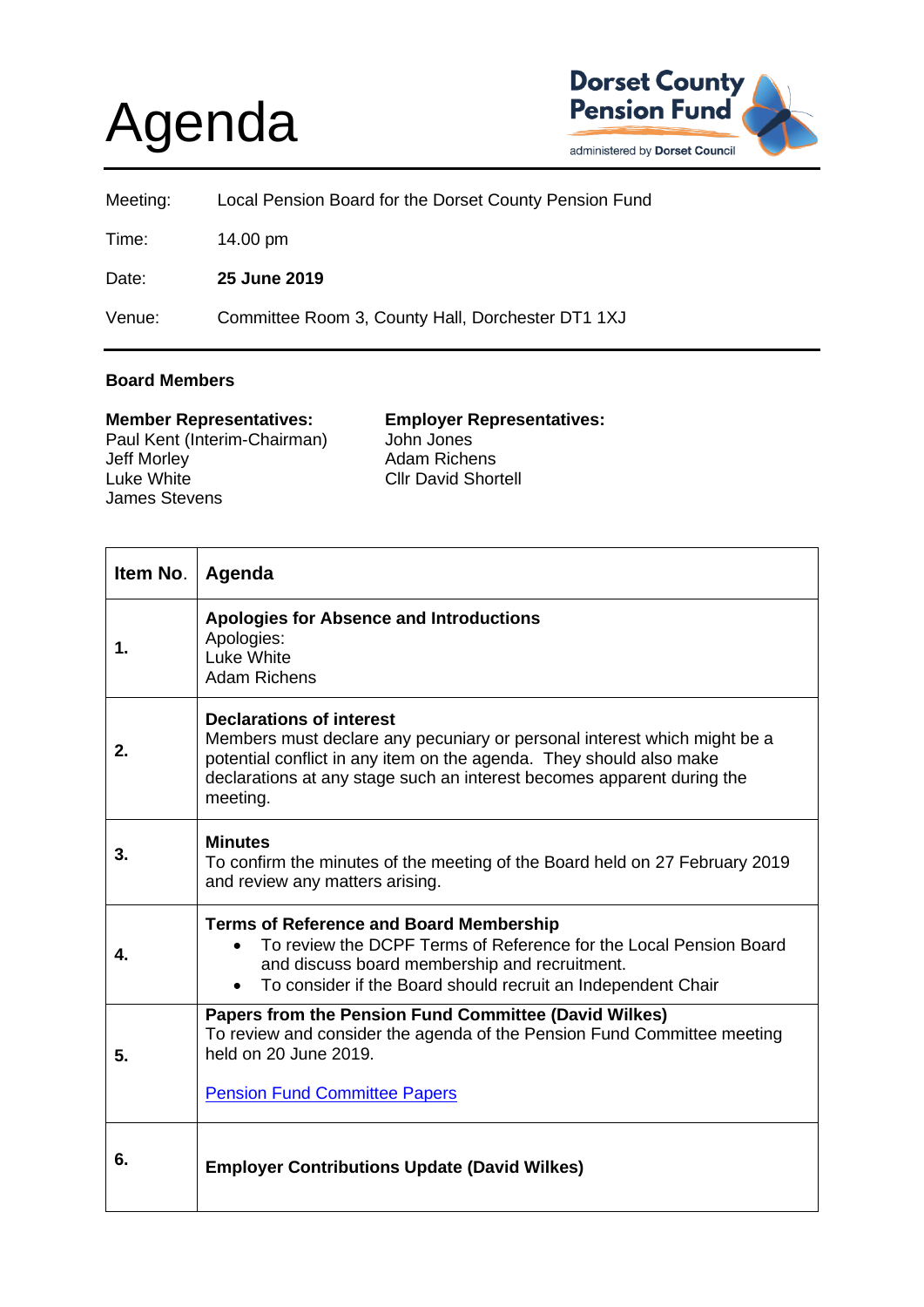# Agenda

**Dorset County Pension Fund**
administered by **Dorset Council**

| | |
|---|---|
| Meeting: | Local Pension Board for the Dorset County Pension Fund |
| Time: | 14.00 pm |
| Date: | **25 June 2019** |
| Venue: | Committee Room 3, County Hall, Dorchester DT1 1XJ |

**Board Members**

**Member Representatives:**
Paul Kent (Interim-Chairman)
Jeff Morley
Luke White
James Stevens

**Employer Representatives:**
John Jones
Adam Richens
Cllr David Shortell

| Item No. | Agenda |
|---|---|
| **1.** | **Apologies for Absence and Introductions**<br>Apologies:<br>Luke White<br>Adam Richens |
| **2.** | **Declarations of interest**<br>Members must declare any pecuniary or personal interest which might be a potential conflict in any item on the agenda. They should also make declarations at any stage such an interest becomes apparent during the meeting. |
| **3.** | **Minutes**<br>To confirm the minutes of the meeting of the Board held on 27 February 2019 and review any matters arising. |
| **4.** | **Terms of Reference and Board Membership**<br>• To review the DCPF Terms of Reference for the Local Pension Board and discuss board membership and recruitment.<br>• To consider if the Board should recruit an Independent Chair |
| **5.** | **Papers from the Pension Fund Committee (David Wilkes)**<br>To review and consider the agenda of the Pension Fund Committee meeting held on 20 June 2019.<br><br>Pension Fund Committee Papers |
| **6.** | **Employer Contributions Update (David Wilkes)** |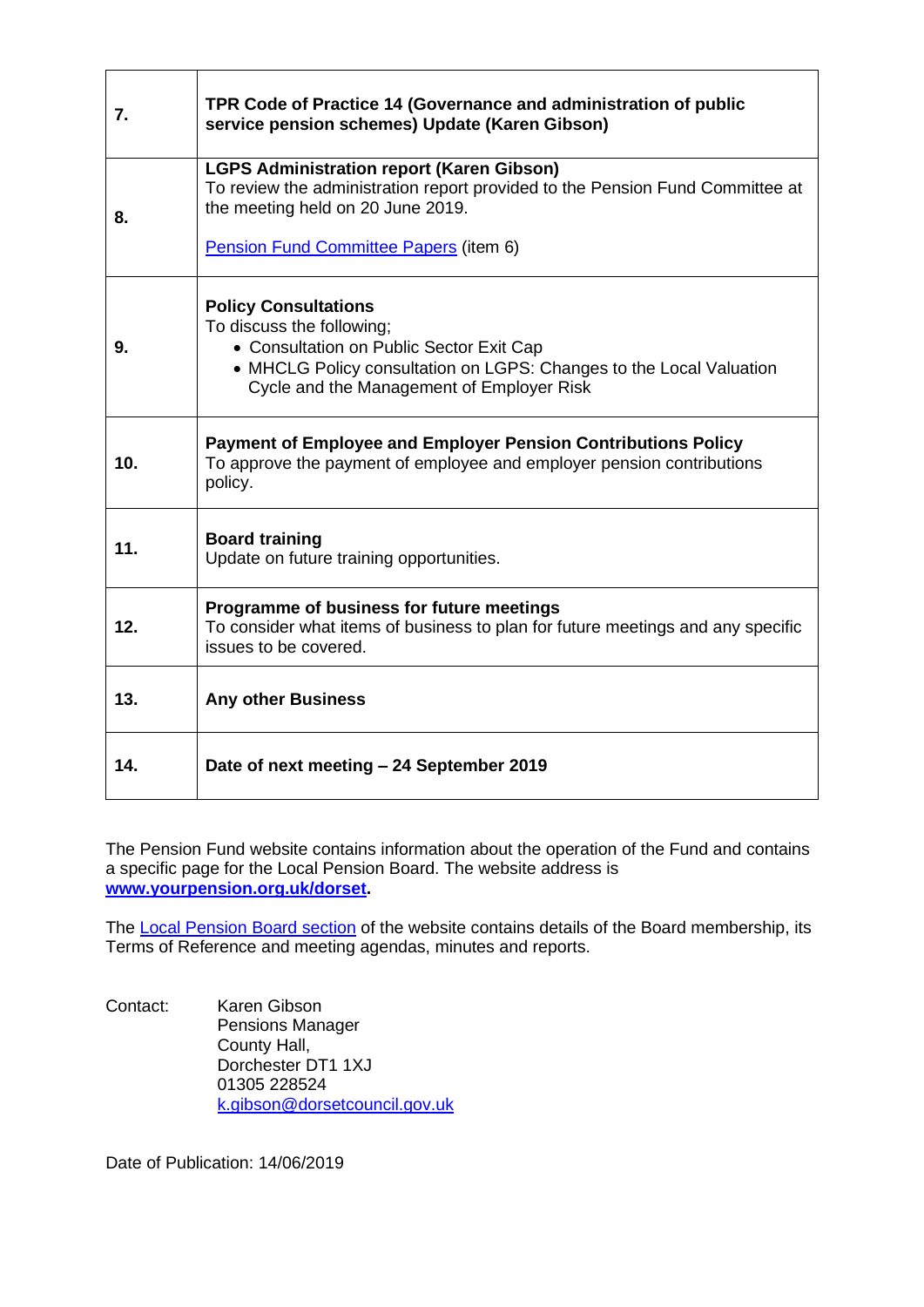| | |
|---|---|
| **7.** | **TPR Code of Practice 14 (Governance and administration of public service pension schemes) Update (Karen Gibson)** |
| **8.** | **LGPS Administration report (Karen Gibson)**<br>To review the administration report provided to the Pension Fund Committee at the meeting held on 20 June 2019.<br><br>Pension Fund Committee Papers (item 6) |
| **9.** | **Policy Consultations**<br>To discuss the following;<br>• Consultation on Public Sector Exit Cap<br>• MHCLG Policy consultation on LGPS: Changes to the Local Valuation Cycle and the Management of Employer Risk |
| **10.** | **Payment of Employee and Employer Pension Contributions Policy**<br>To approve the payment of employee and employer pension contributions policy. |
| **11.** | **Board training**<br>Update on future training opportunities. |
| **12.** | **Programme of business for future meetings**<br>To consider what items of business to plan for future meetings and any specific issues to be covered. |
| **13.** | **Any other Business** |
| **14.** | **Date of next meeting – 24 September 2019** |

The Pension Fund website contains information about the operation of the Fund and contains a specific page for the Local Pension Board. The website address is **www.yourpension.org.uk/dorset.**

The Local Pension Board section of the website contains details of the Board membership, its Terms of Reference and meeting agendas, minutes and reports.

Contact: Karen Gibson
Pensions Manager
County Hall,
Dorchester DT1 1XJ
01305 228524
k.gibson@dorsetcouncil.gov.uk

Date of Publication: 14/06/2019